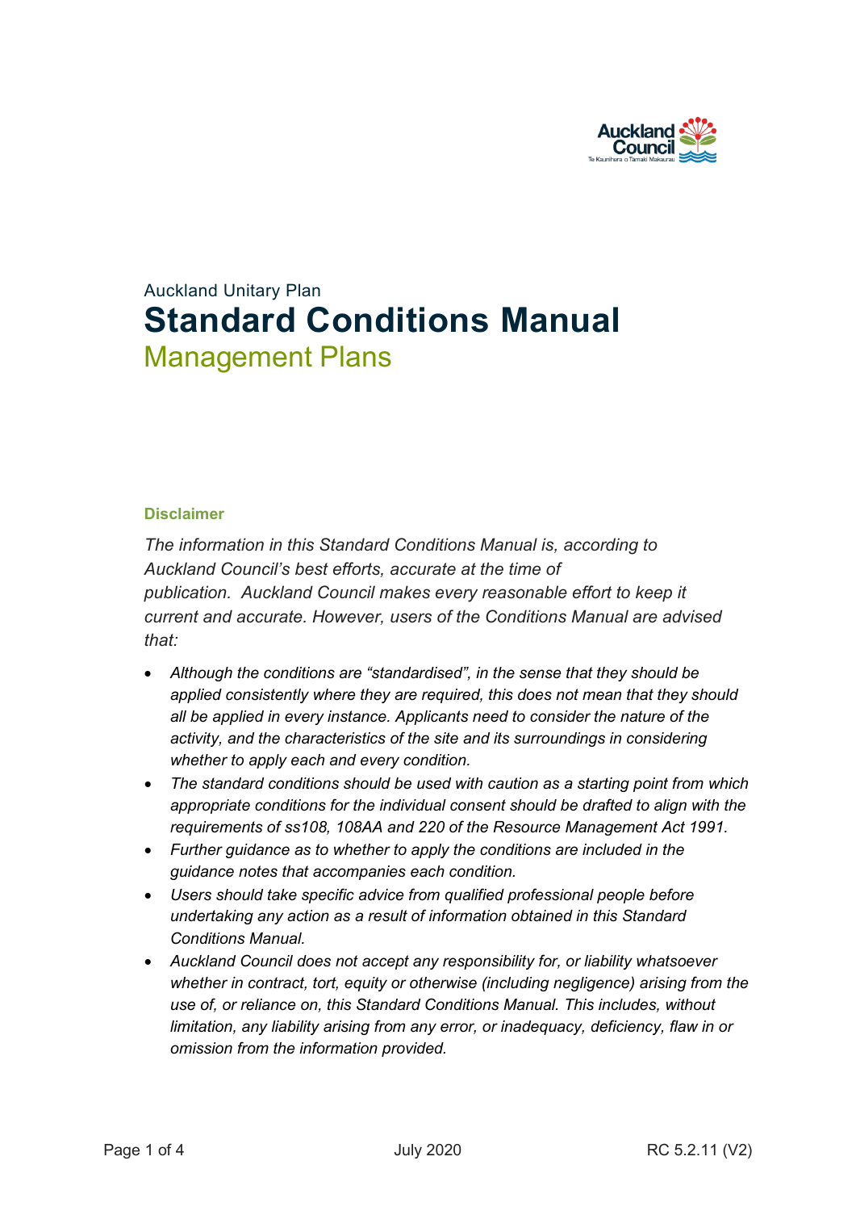Auckland Unitary Plan

# Standard Conditions Manual

## Management Plans

### Disclaimer

*The information in this Standard Conditions Manual is, according to Auckland Council's best efforts, accurate at the time of publication. Auckland Council makes every reasonable effort to keep it current and accurate. However, users of the Conditions Manual are advised that:*

- *Although the conditions are "standardised", in the sense that they should be applied consistently where they are required, this does not mean that they should all be applied in every instance. Applicants need to consider the nature of the activity, and the characteristics of the site and its surroundings in considering whether to apply each and every condition.*
- *The standard conditions should be used with caution as a starting point from which appropriate conditions for the individual consent should be drafted to align with the requirements of ss108, 108AA and 220 of the Resource Management Act 1991.*
- *Further guidance as to whether to apply the conditions are included in the guidance notes that accompanies each condition.*
- *Users should take specific advice from qualified professional people before undertaking any action as a result of information obtained in this Standard Conditions Manual.*
- *Auckland Council does not accept any responsibility for, or liability whatsoever whether in contract, tort, equity or otherwise (including negligence) arising from the use of, or reliance on, this Standard Conditions Manual. This includes, without limitation, any liability arising from any error, or inadequacy, deficiency, flaw in or omission from the information provided.*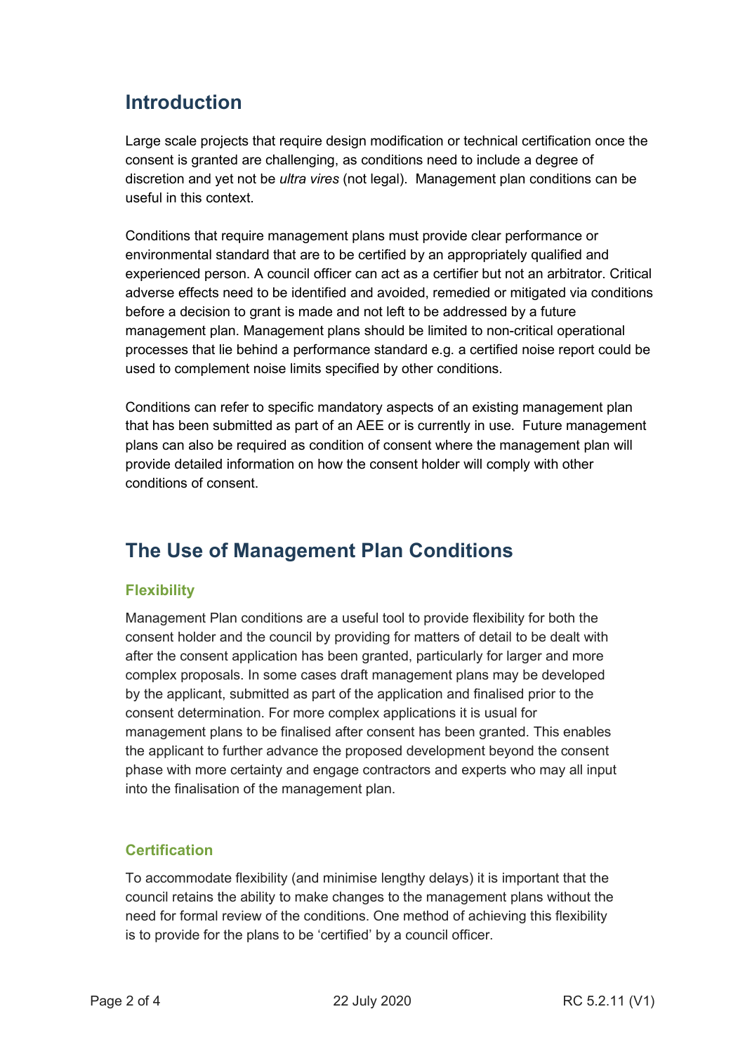## Introduction

Large scale projects that require design modification or technical certification once the consent is granted are challenging, as conditions need to include a degree of discretion and yet not be *ultra vires* (not legal). Management plan conditions can be useful in this context.

Conditions that require management plans must provide clear performance or environmental standard that are to be certified by an appropriately qualified and experienced person. A council officer can act as a certifier but not an arbitrator. Critical adverse effects need to be identified and avoided, remedied or mitigated via conditions before a decision to grant is made and not left to be addressed by a future management plan. Management plans should be limited to non-critical operational processes that lie behind a performance standard e.g. a certified noise report could be used to complement noise limits specified by other conditions.

Conditions can refer to specific mandatory aspects of an existing management plan that has been submitted as part of an AEE or is currently in use. Future management plans can also be required as condition of consent where the management plan will provide detailed information on how the consent holder will comply with other conditions of consent.

## The Use of Management Plan Conditions

### Flexibility

Management Plan conditions are a useful tool to provide flexibility for both the consent holder and the council by providing for matters of detail to be dealt with after the consent application has been granted, particularly for larger and more complex proposals. In some cases draft management plans may be developed by the applicant, submitted as part of the application and finalised prior to the consent determination. For more complex applications it is usual for management plans to be finalised after consent has been granted. This enables the applicant to further advance the proposed development beyond the consent phase with more certainty and engage contractors and experts who may all input into the finalisation of the management plan.

### Certification

To accommodate flexibility (and minimise lengthy delays) it is important that the council retains the ability to make changes to the management plans without the need for formal review of the conditions. One method of achieving this flexibility is to provide for the plans to be 'certified' by a council officer.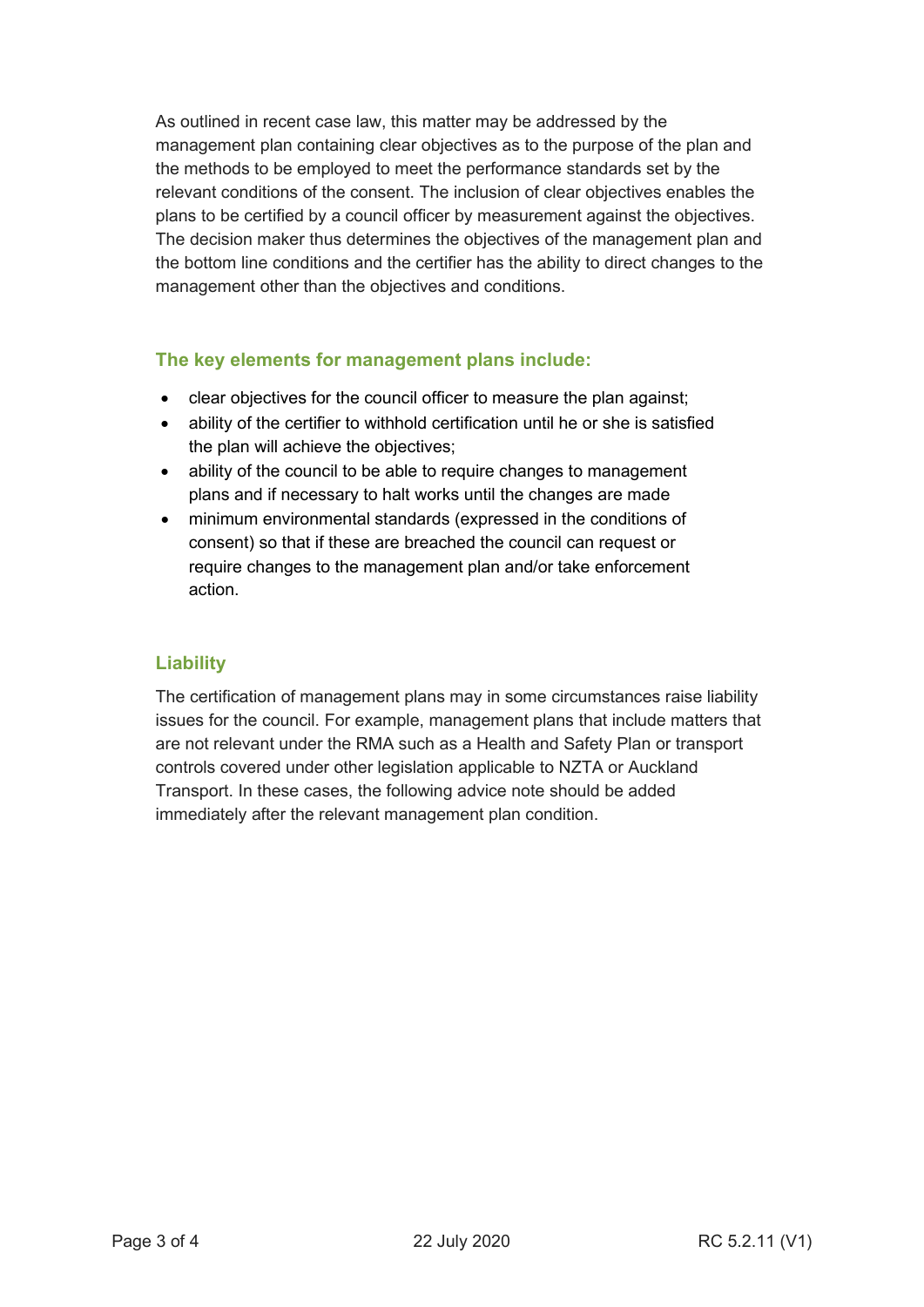As outlined in recent case law, this matter may be addressed by the management plan containing clear objectives as to the purpose of the plan and the methods to be employed to meet the performance standards set by the relevant conditions of the consent. The inclusion of clear objectives enables the plans to be certified by a council officer by measurement against the objectives. The decision maker thus determines the objectives of the management plan and the bottom line conditions and the certifier has the ability to direct changes to the management other than the objectives and conditions.

### The key elements for management plans include:

- clear objectives for the council officer to measure the plan against;
- ability of the certifier to withhold certification until he or she is satisfied the plan will achieve the objectives;
- ability of the council to be able to require changes to management plans and if necessary to halt works until the changes are made
- minimum environmental standards (expressed in the conditions of consent) so that if these are breached the council can request or require changes to the management plan and/or take enforcement action.

### Liability

The certification of management plans may in some circumstances raise liability issues for the council. For example, management plans that include matters that are not relevant under the RMA such as a Health and Safety Plan or transport controls covered under other legislation applicable to NZTA or Auckland Transport. In these cases, the following advice note should be added immediately after the relevant management plan condition.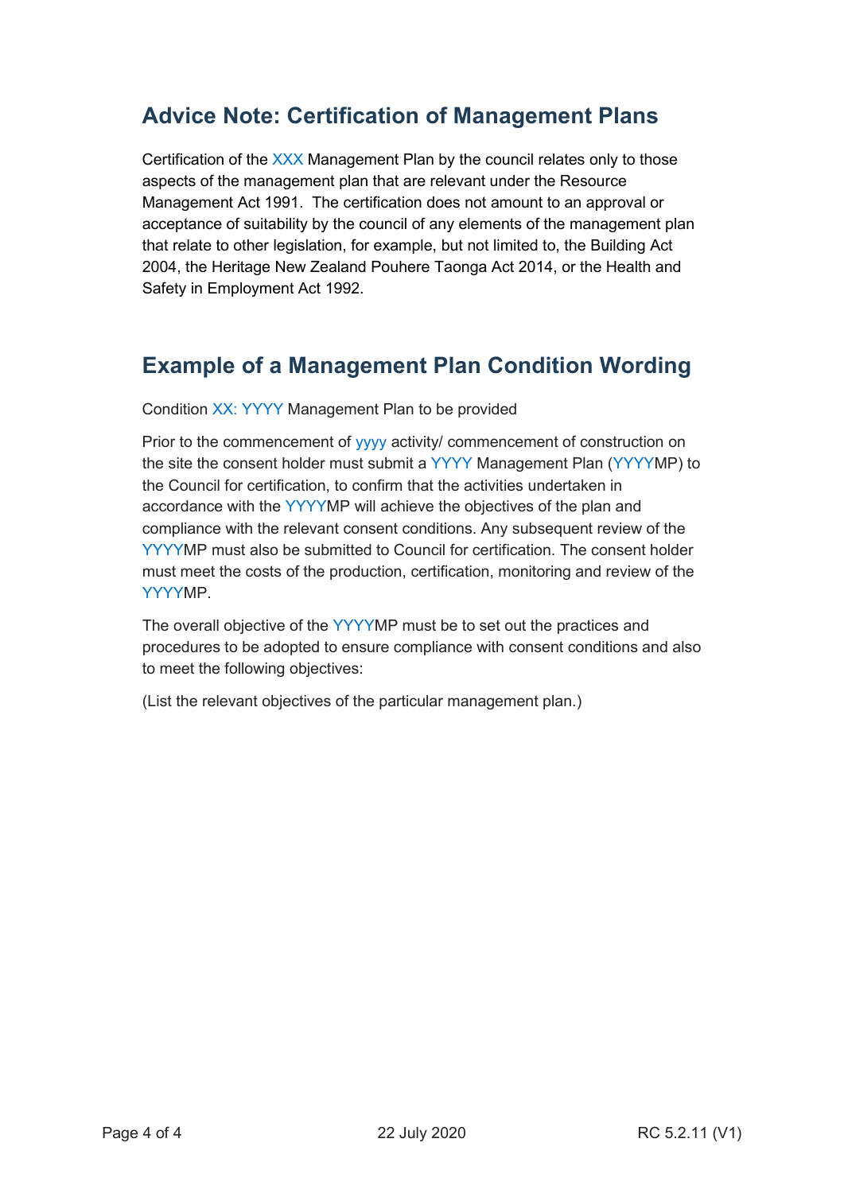## Advice Note: Certification of Management Plans

Certification of the XXX Management Plan by the council relates only to those aspects of the management plan that are relevant under the Resource Management Act 1991. The certification does not amount to an approval or acceptance of suitability by the council of any elements of the management plan that relate to other legislation, for example, but not limited to, the Building Act 2004, the Heritage New Zealand Pouhere Taonga Act 2014, or the Health and Safety in Employment Act 1992.

## Example of a Management Plan Condition Wording

Condition XX: YYYY Management Plan to be provided

Prior to the commencement of yyyy activity/ commencement of construction on the site the consent holder must submit a YYYY Management Plan (YYYYMP) to the Council for certification, to confirm that the activities undertaken in accordance with the YYYYMP will achieve the objectives of the plan and compliance with the relevant consent conditions. Any subsequent review of the YYYYMP must also be submitted to Council for certification. The consent holder must meet the costs of the production, certification, monitoring and review of the YYYYMP.

The overall objective of the YYYYMP must be to set out the practices and procedures to be adopted to ensure compliance with consent conditions and also to meet the following objectives:

(List the relevant objectives of the particular management plan.)